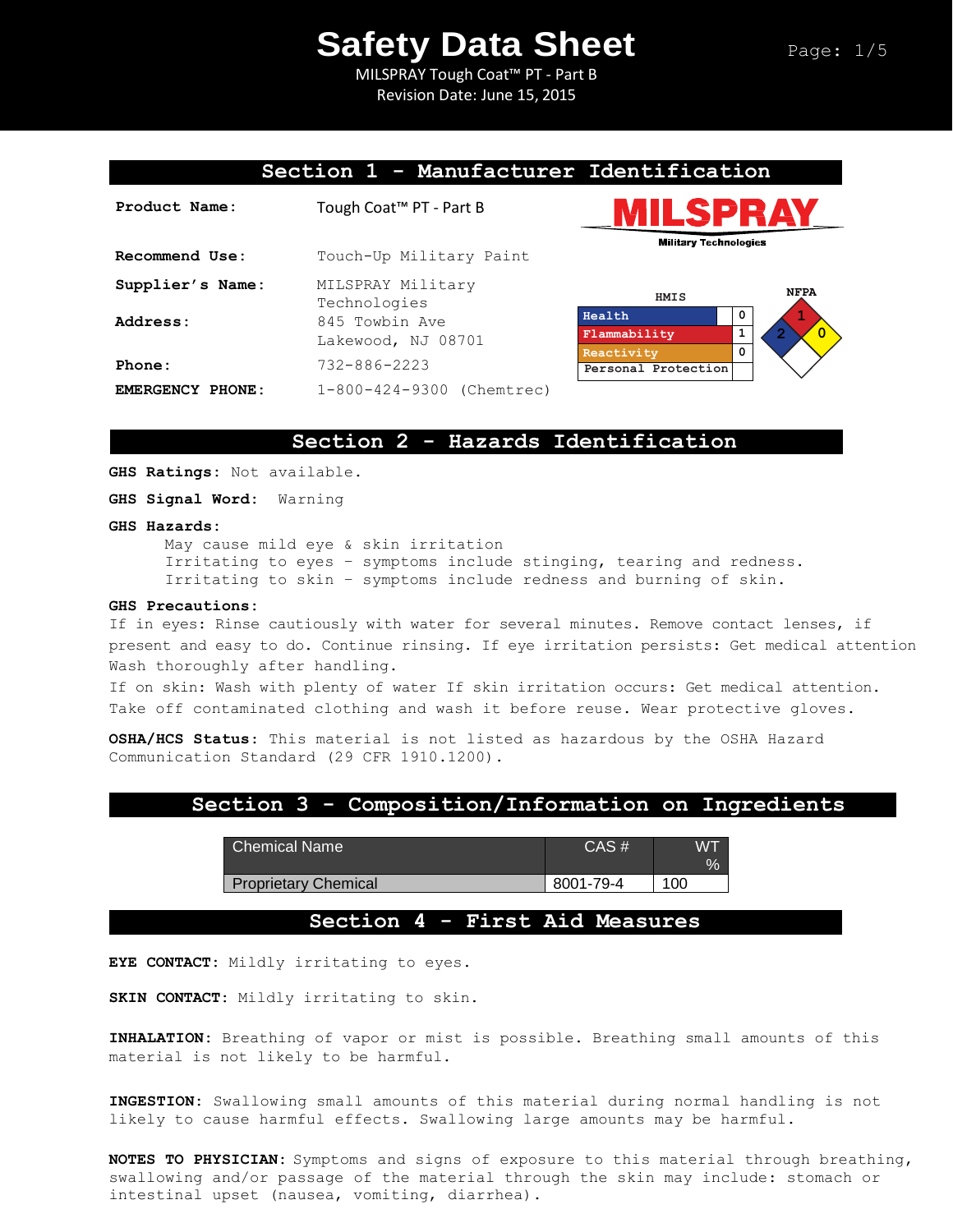# Safety Data Sheet

MILSPRAY Tough Coat™ PT - Part B
Revision Date: June 15, 2015

## Section 1 - Manufacturer Identification

**Product Name:** Tough Coat™ PT - Part B

**Recommend Use:** Touch-Up Military Paint

**Supplier's Name:** MILSPRAY Military Technologies

**Address:** 845 Towbin Ave
Lakewood, NJ 08701

**Phone:** 732-886-2223

**EMERGENCY PHONE:** 1-800-424-9300 (Chemtrec)

MILSPRAY Military Technologies

**HMIS**

| | |
|---|---|
| Health | 0 |
| Flammability | 1 |
| Reactivity | 0 |
| Personal Protection | |

**NFPA**

Health: 2, Flammability: 1, Reactivity: 0

## Section 2 - Hazards Identification

**GHS Ratings:** Not available.

**GHS Signal Word:** Warning

**GHS Hazards:**

May cause mild eye & skin irritation
Irritating to eyes – symptoms include stinging, tearing and redness.
Irritating to skin – symptoms include redness and burning of skin.

**GHS Precautions:**

If in eyes: Rinse cautiously with water for several minutes. Remove contact lenses, if present and easy to do. Continue rinsing. If eye irritation persists: Get medical attention Wash thoroughly after handling.
If on skin: Wash with plenty of water If skin irritation occurs: Get medical attention. Take off contaminated clothing and wash it before reuse. Wear protective gloves.

**OSHA/HCS Status:** This material is not listed as hazardous by the OSHA Hazard Communication Standard (29 CFR 1910.1200).

## Section 3 - Composition/Information on Ingredients

| Chemical Name | CAS # | WT % |
|---|---|---|
| Proprietary Chemical | 8001-79-4 | 100 |

## Section 4 - First Aid Measures

**EYE CONTACT:** Mildly irritating to eyes.

**SKIN CONTACT:** Mildly irritating to skin.

**INHALATION:** Breathing of vapor or mist is possible. Breathing small amounts of this material is not likely to be harmful.

**INGESTION:** Swallowing small amounts of this material during normal handling is not likely to cause harmful effects. Swallowing large amounts may be harmful.

**NOTES TO PHYSICIAN:** Symptoms and signs of exposure to this material through breathing, swallowing and/or passage of the material through the skin may include: stomach or intestinal upset (nausea, vomiting, diarrhea).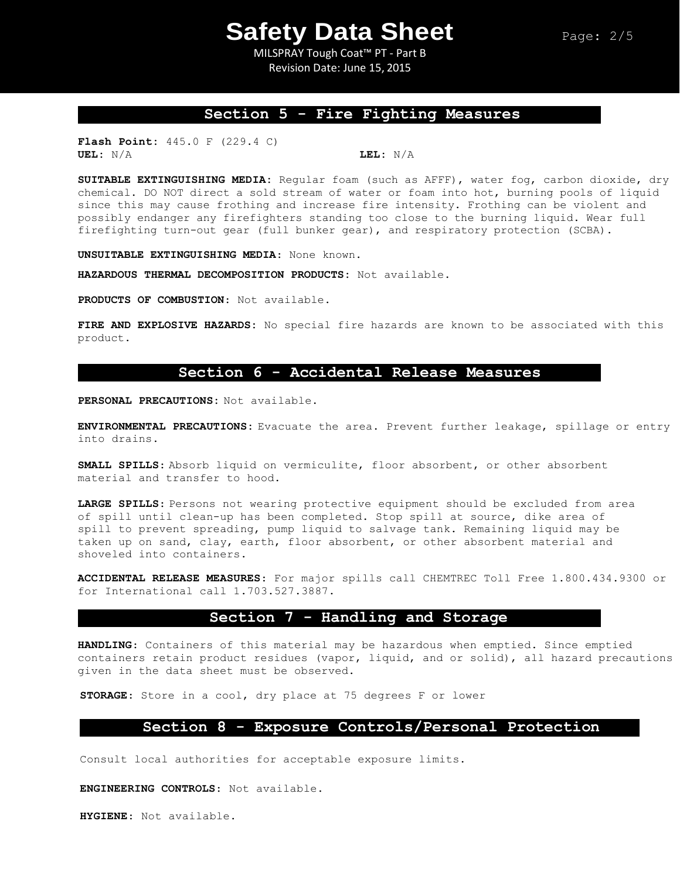## Section 5 - Fire Fighting Measures

**Flash Point:** 445.0 F (229.4 C)
**UEL:** N/A **LEL:** N/A

**SUITABLE EXTINGUISHING MEDIA:** Regular foam (such as AFFF), water fog, carbon dioxide, dry chemical. DO NOT direct a sold stream of water or foam into hot, burning pools of liquid since this may cause frothing and increase fire intensity. Frothing can be violent and possibly endanger any firefighters standing too close to the burning liquid. Wear full firefighting turn-out gear (full bunker gear), and respiratory protection (SCBA).

**UNSUITABLE EXTINGUISHING MEDIA:** None known.

**HAZARDOUS THERMAL DECOMPOSITION PRODUCTS:** Not available.

**PRODUCTS OF COMBUSTION:** Not available.

**FIRE AND EXPLOSIVE HAZARDS:** No special fire hazards are known to be associated with this product.

## Section 6 - Accidental Release Measures

**PERSONAL PRECAUTIONS:** Not available.

**ENVIRONMENTAL PRECAUTIONS:** Evacuate the area. Prevent further leakage, spillage or entry into drains.

**SMALL SPILLS:** Absorb liquid on vermiculite, floor absorbent, or other absorbent material and transfer to hood.

**LARGE SPILLS:** Persons not wearing protective equipment should be excluded from area of spill until clean-up has been completed. Stop spill at source, dike area of spill to prevent spreading, pump liquid to salvage tank. Remaining liquid may be taken up on sand, clay, earth, floor absorbent, or other absorbent material and shoveled into containers.

**ACCIDENTAL RELEASE MEASURES:** For major spills call CHEMTREC Toll Free 1.800.434.9300 or for International call 1.703.527.3887.

## Section 7 - Handling and Storage

**HANDLING:** Containers of this material may be hazardous when emptied. Since emptied containers retain product residues (vapor, liquid, and or solid), all hazard precautions given in the data sheet must be observed.

**STORAGE:** Store in a cool, dry place at 75 degrees F or lower

## Section 8 - Exposure Controls/Personal Protection

Consult local authorities for acceptable exposure limits.

**ENGINEERING CONTROLS:** Not available.

**HYGIENE:** Not available.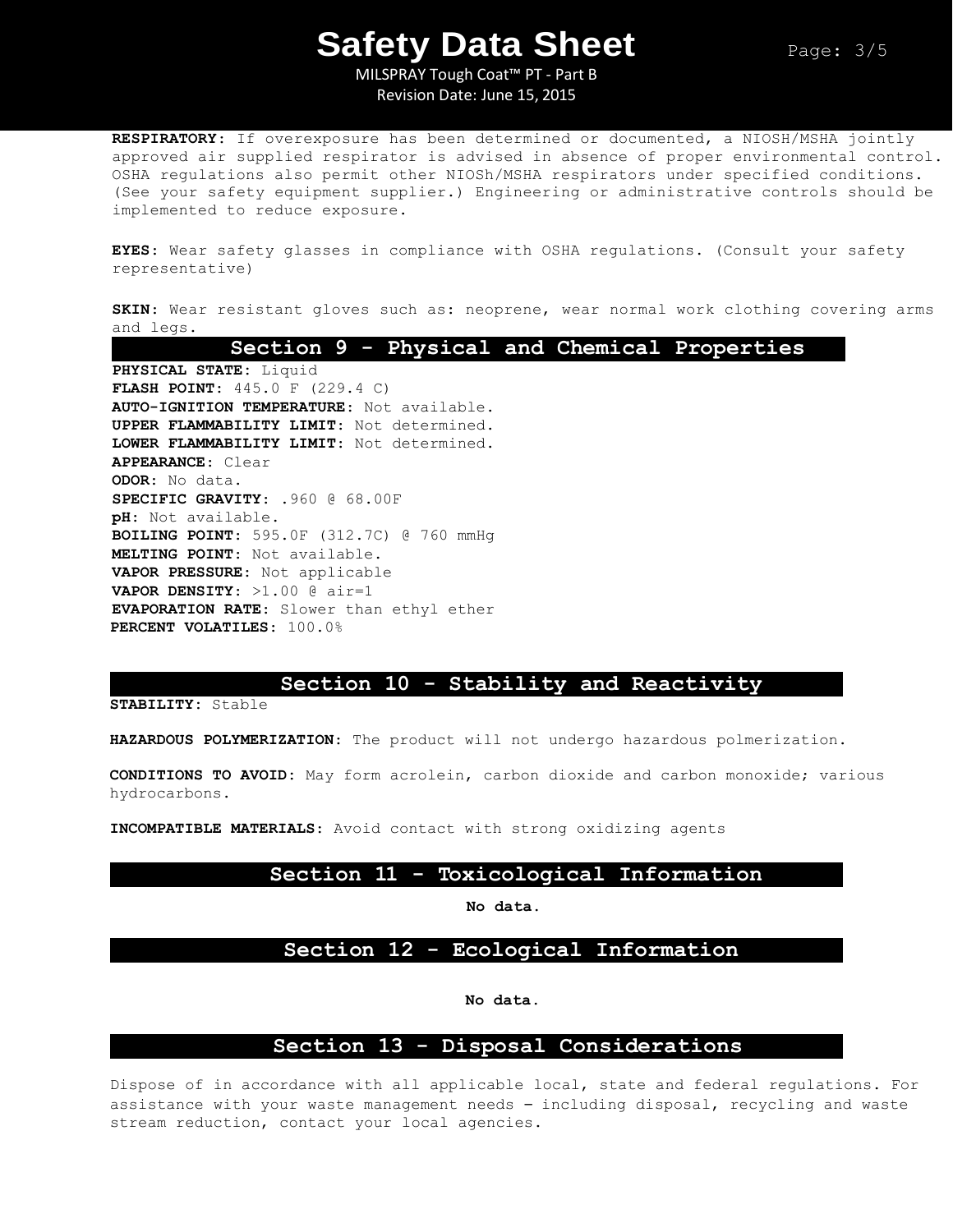**RESPIRATORY:** If overexposure has been determined or documented, a NIOSH/MSHA jointly approved air supplied respirator is advised in absence of proper environmental control. OSHA regulations also permit other NIOSh/MSHA respirators under specified conditions. (See your safety equipment supplier.) Engineering or administrative controls should be implemented to reduce exposure.

**EYES:** Wear safety glasses in compliance with OSHA regulations. (Consult your safety representative)

**SKIN:** Wear resistant gloves such as: neoprene, wear normal work clothing covering arms and legs.

## Section 9 - Physical and Chemical Properties

**PHYSICAL STATE:** Liquid
**FLASH POINT:** 445.0 F (229.4 C)
**AUTO-IGNITION TEMPERATURE:** Not available.
**UPPER FLAMMABILITY LIMIT:** Not determined.
**LOWER FLAMMABILITY LIMIT:** Not determined.
**APPEARANCE:** Clear
**ODOR:** No data.
**SPECIFIC GRAVITY:** .960 @ 68.00F
**pH:** Not available.
**BOILING POINT:** 595.0F (312.7C) @ 760 mmHg
**MELTING POINT:** Not available.
**VAPOR PRESSURE:** Not applicable
**VAPOR DENSITY:** >1.00 @ air=1
**EVAPORATION RATE:** Slower than ethyl ether
**PERCENT VOLATILES:** 100.0%

## Section 10 - Stability and Reactivity

**STABILITY:** Stable

**HAZARDOUS POLYMERIZATION:** The product will not undergo hazardous polmerization.

**CONDITIONS TO AVOID:** May form acrolein, carbon dioxide and carbon monoxide; various hydrocarbons.

**INCOMPATIBLE MATERIALS:** Avoid contact with strong oxidizing agents

## Section 11 - Toxicological Information

**No data.**

## Section 12 - Ecological Information

**No data.**

## Section 13 - Disposal Considerations

Dispose of in accordance with all applicable local, state and federal regulations. For assistance with your waste management needs – including disposal, recycling and waste stream reduction, contact your local agencies.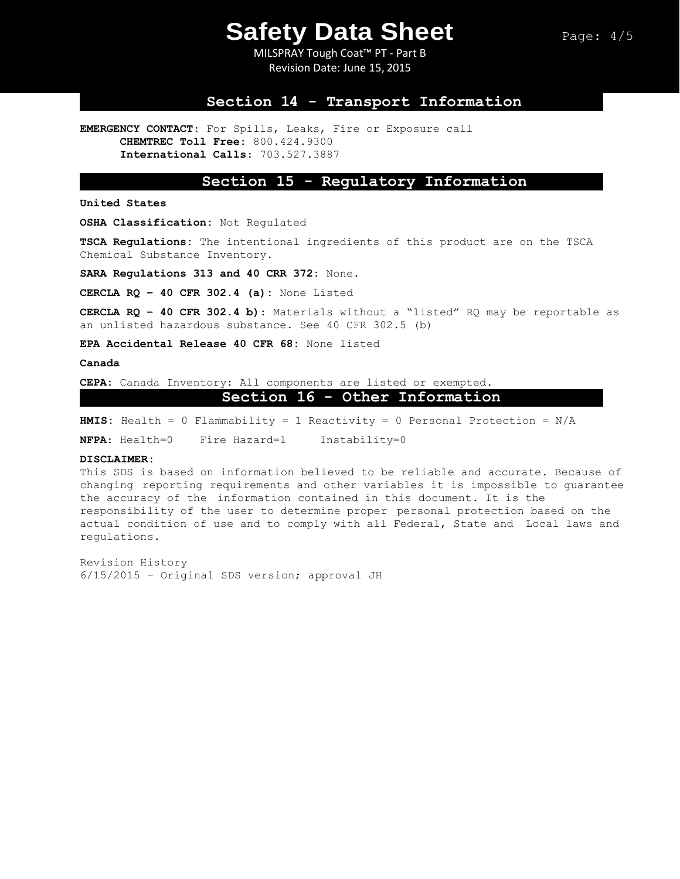## Section 14 - Transport Information

**EMERGENCY CONTACT:** For Spills, Leaks, Fire or Exposure call

**CHEMTREC Toll Free:** 800.424.9300

**International Calls:** 703.527.3887

## Section 15 - Regulatory Information

**United States**

**OSHA Classification:** Not Regulated

**TSCA Regulations:** The intentional ingredients of this product are on the TSCA Chemical Substance Inventory.

**SARA Regulations 313 and 40 CRR 372:** None.

**CERCLA RQ – 40 CFR 302.4 (a):** None Listed

**CERCLA RQ – 40 CFR 302.4 b):** Materials without a “listed” RQ may be reportable as an unlisted hazardous substance. See 40 CFR 302.5 (b)

**EPA Accidental Release 40 CFR 68:** None listed

**Canada**

**CEPA:** Canada Inventory: All components are listed or exempted.

## Section 16 - Other Information

**HMIS:** Health = 0 Flammability = 1 Reactivity = 0 Personal Protection = N/A

**NFPA:** Health=0 Fire Hazard=1 Instability=0

**DISCLAIMER:**
This SDS is based on information believed to be reliable and accurate. Because of changing reporting requirements and other variables it is impossible to guarantee the accuracy of the information contained in this document. It is the responsibility of the user to determine proper personal protection based on the actual condition of use and to comply with all Federal, State and Local laws and regulations.

Revision History
6/15/2015 – Original SDS version; approval JH